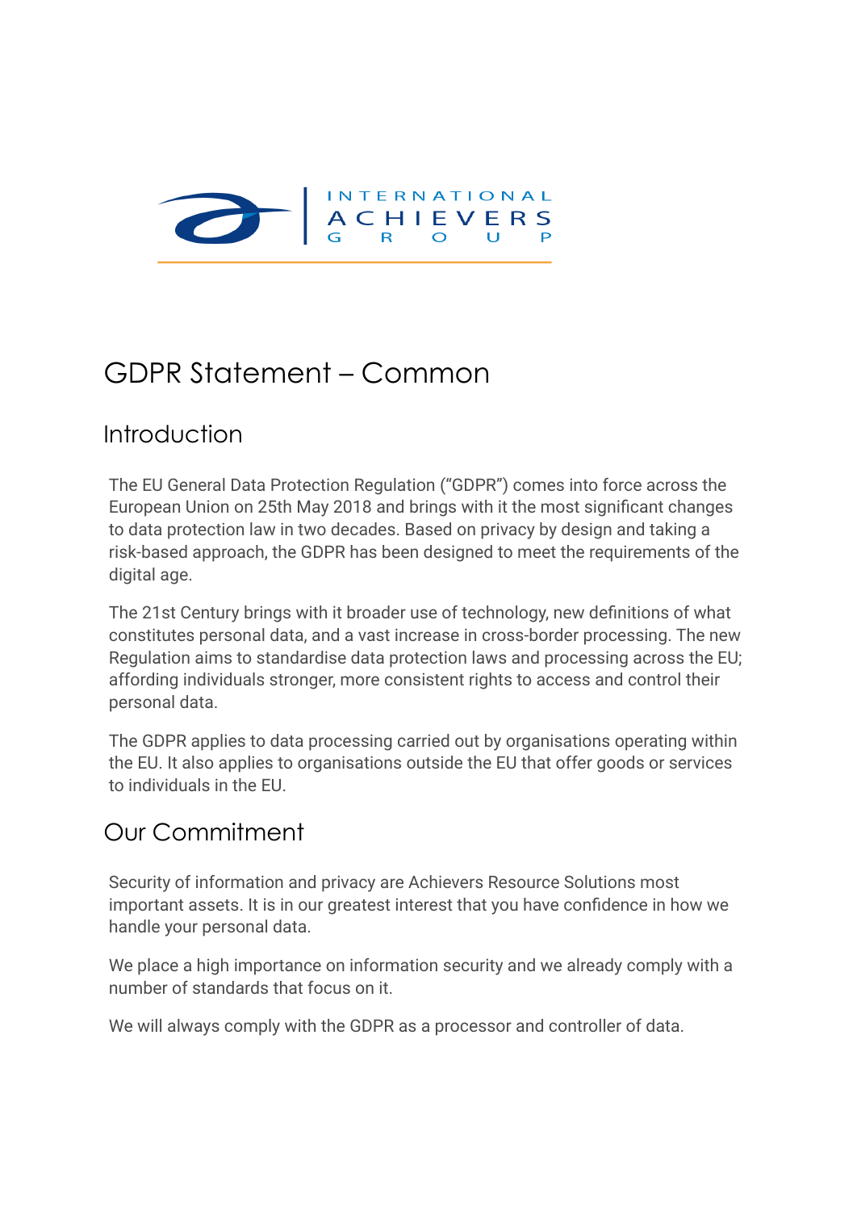INTERNATIONAL ACHIEVERS GROUP

# GDPR Statement – Common

## Introduction

The EU General Data Protection Regulation ("GDPR") comes into force across the European Union on 25th May 2018 and brings with it the most significant changes to data protection law in two decades. Based on privacy by design and taking a risk-based approach, the GDPR has been designed to meet the requirements of the digital age.

The 21st Century brings with it broader use of technology, new definitions of what constitutes personal data, and a vast increase in cross-border processing. The new Regulation aims to standardise data protection laws and processing across the EU; affording individuals stronger, more consistent rights to access and control their personal data.

The GDPR applies to data processing carried out by organisations operating within the EU. It also applies to organisations outside the EU that offer goods or services to individuals in the EU.

## Our Commitment

Security of information and privacy are Achievers Resource Solutions most important assets. It is in our greatest interest that you have confidence in how we handle your personal data.

We place a high importance on information security and we already comply with a number of standards that focus on it.

We will always comply with the GDPR as a processor and controller of data.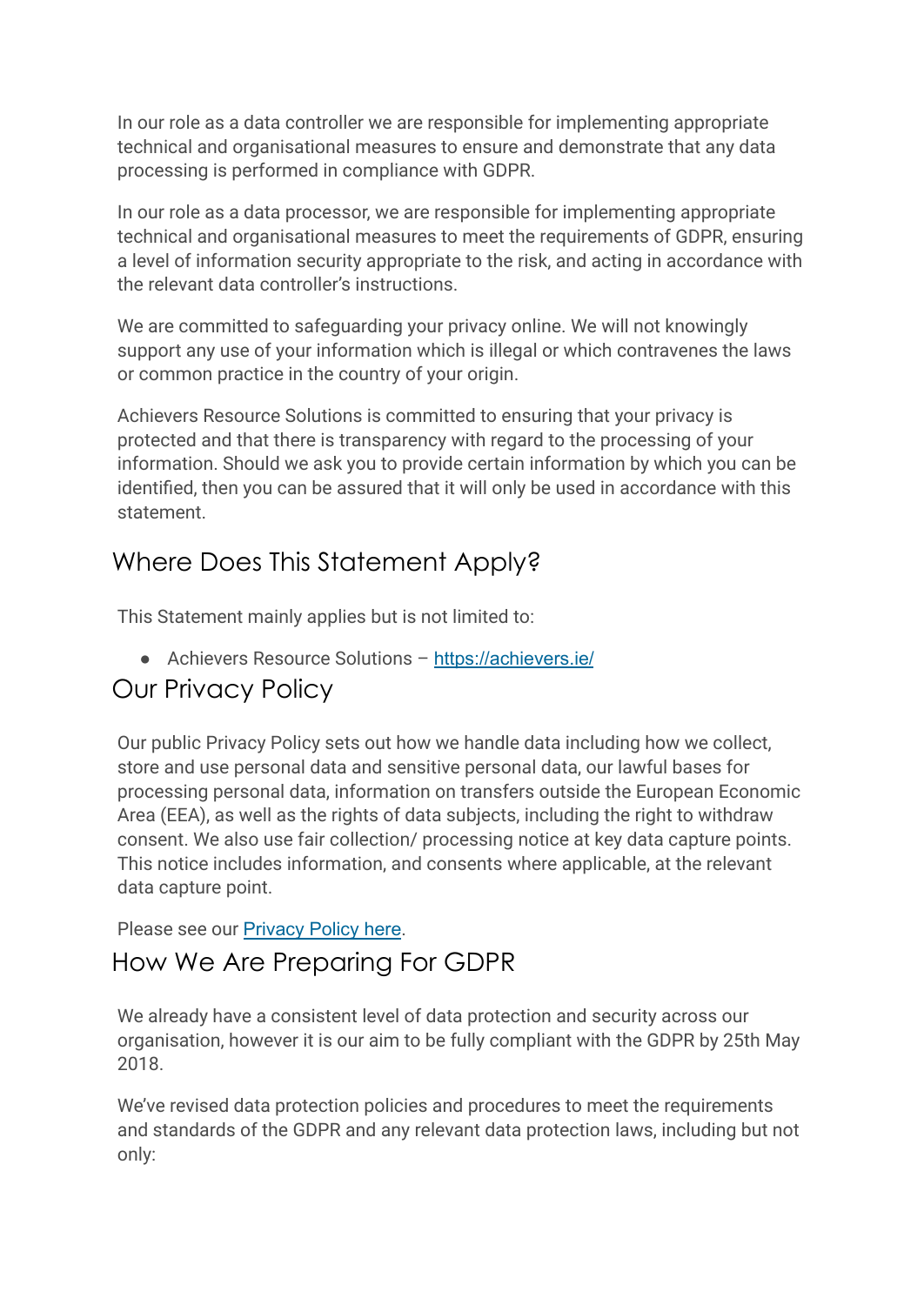In our role as a data controller we are responsible for implementing appropriate technical and organisational measures to ensure and demonstrate that any data processing is performed in compliance with GDPR.

In our role as a data processor, we are responsible for implementing appropriate technical and organisational measures to meet the requirements of GDPR, ensuring a level of information security appropriate to the risk, and acting in accordance with the relevant data controller's instructions.

We are committed to safeguarding your privacy online. We will not knowingly support any use of your information which is illegal or which contravenes the laws or common practice in the country of your origin.

Achievers Resource Solutions is committed to ensuring that your privacy is protected and that there is transparency with regard to the processing of your information. Should we ask you to provide certain information by which you can be identified, then you can be assured that it will only be used in accordance with this statement.

## Where Does This Statement Apply?

This Statement mainly applies but is not limited to:

- Achievers Resource Solutions – [https://achievers.ie/](https://achievers.ie/)

## Our Privacy Policy

Our public Privacy Policy sets out how we handle data including how we collect, store and use personal data and sensitive personal data, our lawful bases for processing personal data, information on transfers outside the European Economic Area (EEA), as well as the rights of data subjects, including the right to withdraw consent. We also use fair collection/ processing notice at key data capture points. This notice includes information, and consents where applicable, at the relevant data capture point.

Please see our Privacy Policy here.

## How We Are Preparing For GDPR

We already have a consistent level of data protection and security across our organisation, however it is our aim to be fully compliant with the GDPR by 25th May 2018.

We've revised data protection policies and procedures to meet the requirements and standards of the GDPR and any relevant data protection laws, including but not only: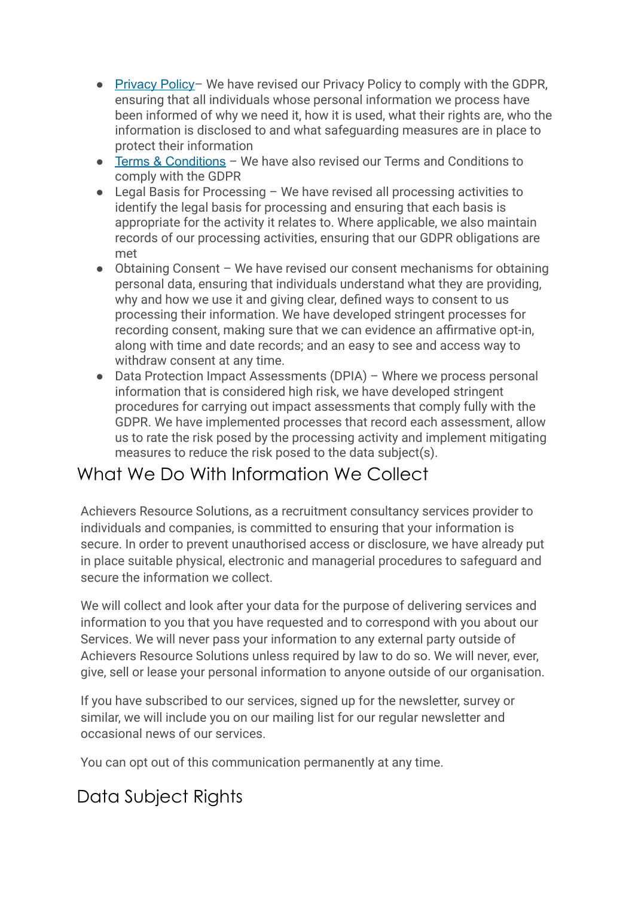- Privacy Policy– We have revised our Privacy Policy to comply with the GDPR, ensuring that all individuals whose personal information we process have been informed of why we need it, how it is used, what their rights are, who the information is disclosed to and what safeguarding measures are in place to protect their information
- Terms & Conditions – We have also revised our Terms and Conditions to comply with the GDPR
- Legal Basis for Processing – We have revised all processing activities to identify the legal basis for processing and ensuring that each basis is appropriate for the activity it relates to. Where applicable, we also maintain records of our processing activities, ensuring that our GDPR obligations are met
- Obtaining Consent – We have revised our consent mechanisms for obtaining personal data, ensuring that individuals understand what they are providing, why and how we use it and giving clear, defined ways to consent to us processing their information. We have developed stringent processes for recording consent, making sure that we can evidence an affirmative opt-in, along with time and date records; and an easy to see and access way to withdraw consent at any time.
- Data Protection Impact Assessments (DPIA) – Where we process personal information that is considered high risk, we have developed stringent procedures for carrying out impact assessments that comply fully with the GDPR. We have implemented processes that record each assessment, allow us to rate the risk posed by the processing activity and implement mitigating measures to reduce the risk posed to the data subject(s).

## What We Do With Information We Collect

Achievers Resource Solutions, as a recruitment consultancy services provider to individuals and companies, is committed to ensuring that your information is secure. In order to prevent unauthorised access or disclosure, we have already put in place suitable physical, electronic and managerial procedures to safeguard and secure the information we collect.

We will collect and look after your data for the purpose of delivering services and information to you that you have requested and to correspond with you about our Services. We will never pass your information to any external party outside of Achievers Resource Solutions unless required by law to do so. We will never, ever, give, sell or lease your personal information to anyone outside of our organisation.

If you have subscribed to our services, signed up for the newsletter, survey or similar, we will include you on our mailing list for our regular newsletter and occasional news of our services.

You can opt out of this communication permanently at any time.

## Data Subject Rights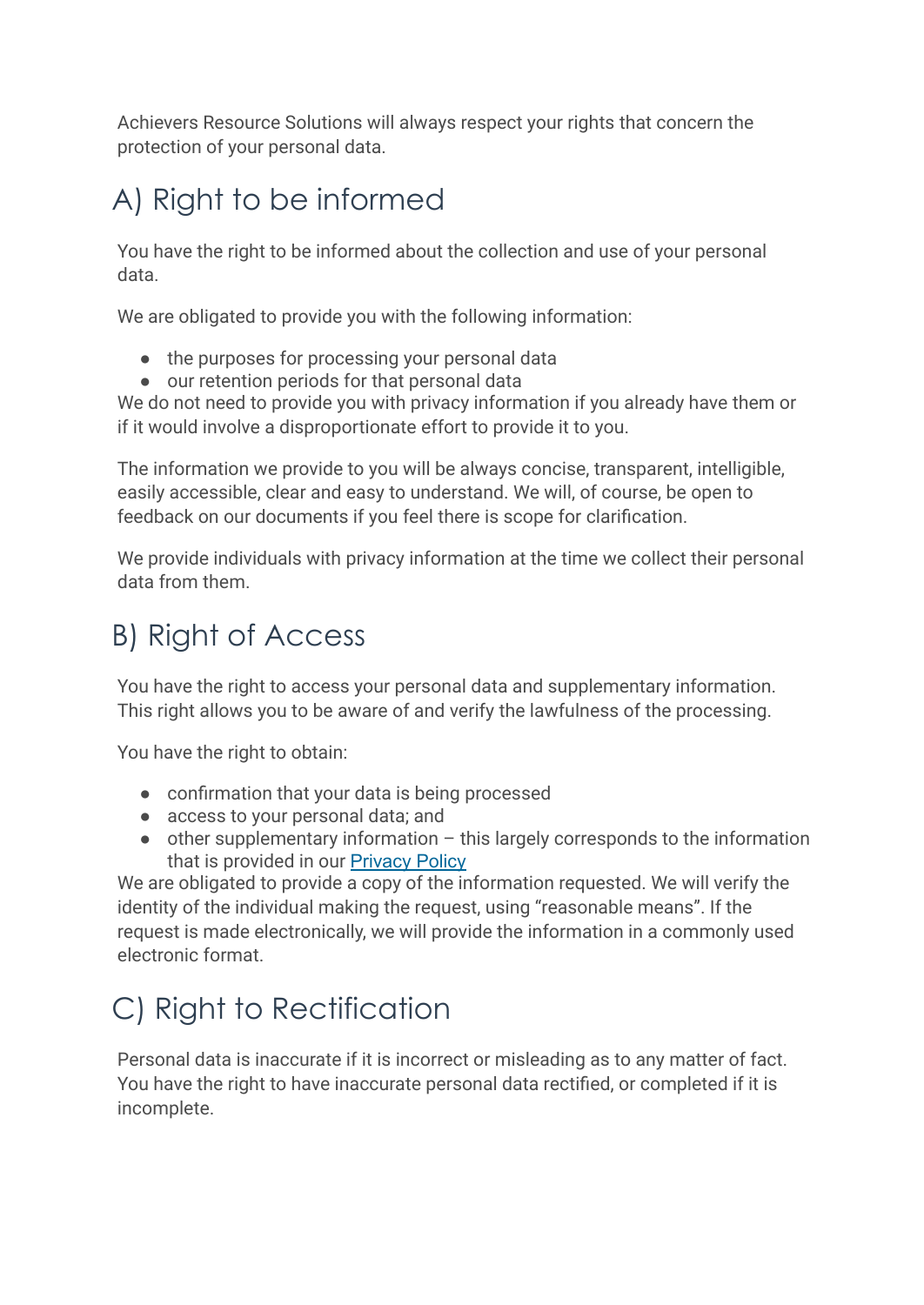Achievers Resource Solutions will always respect your rights that concern the protection of your personal data.

## A) Right to be informed

You have the right to be informed about the collection and use of your personal data.

We are obligated to provide you with the following information:

- the purposes for processing your personal data
- our retention periods for that personal data

We do not need to provide you with privacy information if you already have them or if it would involve a disproportionate effort to provide it to you.

The information we provide to you will be always concise, transparent, intelligible, easily accessible, clear and easy to understand. We will, of course, be open to feedback on our documents if you feel there is scope for clarification.

We provide individuals with privacy information at the time we collect their personal data from them.

## B) Right of Access

You have the right to access your personal data and supplementary information. This right allows you to be aware of and verify the lawfulness of the processing.

You have the right to obtain:

- confirmation that your data is being processed
- access to your personal data; and
- other supplementary information – this largely corresponds to the information that is provided in our Privacy Policy

We are obligated to provide a copy of the information requested. We will verify the identity of the individual making the request, using "reasonable means". If the request is made electronically, we will provide the information in a commonly used electronic format.

## C) Right to Rectification

Personal data is inaccurate if it is incorrect or misleading as to any matter of fact. You have the right to have inaccurate personal data rectified, or completed if it is incomplete.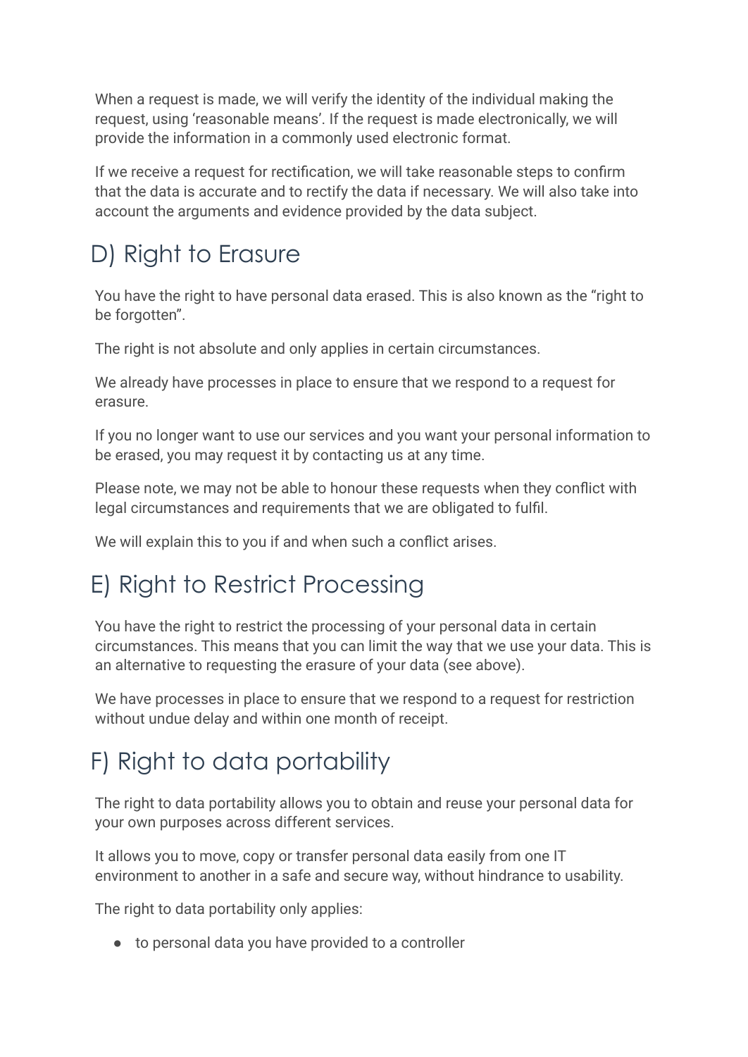When a request is made, we will verify the identity of the individual making the request, using 'reasonable means'. If the request is made electronically, we will provide the information in a commonly used electronic format.

If we receive a request for rectification, we will take reasonable steps to confirm that the data is accurate and to rectify the data if necessary. We will also take into account the arguments and evidence provided by the data subject.

## D) Right to Erasure

You have the right to have personal data erased. This is also known as the "right to be forgotten".

The right is not absolute and only applies in certain circumstances.

We already have processes in place to ensure that we respond to a request for erasure.

If you no longer want to use our services and you want your personal information to be erased, you may request it by contacting us at any time.

Please note, we may not be able to honour these requests when they conflict with legal circumstances and requirements that we are obligated to fulfil.

We will explain this to you if and when such a conflict arises.

## E) Right to Restrict Processing

You have the right to restrict the processing of your personal data in certain circumstances. This means that you can limit the way that we use your data. This is an alternative to requesting the erasure of your data (see above).

We have processes in place to ensure that we respond to a request for restriction without undue delay and within one month of receipt.

## F) Right to data portability

The right to data portability allows you to obtain and reuse your personal data for your own purposes across different services.

It allows you to move, copy or transfer personal data easily from one IT environment to another in a safe and secure way, without hindrance to usability.

The right to data portability only applies:

- to personal data you have provided to a controller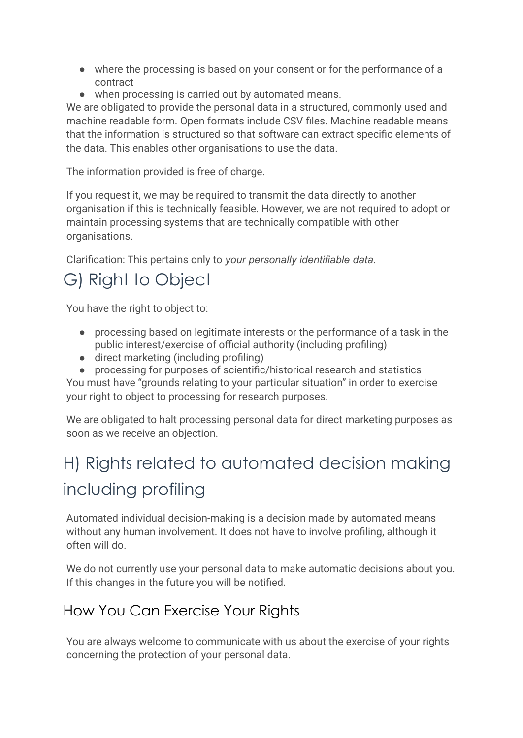- where the processing is based on your consent or for the performance of a contract
- when processing is carried out by automated means.

We are obligated to provide the personal data in a structured, commonly used and machine readable form. Open formats include CSV files. Machine readable means that the information is structured so that software can extract specific elements of the data. This enables other organisations to use the data.

The information provided is free of charge.

If you request it, we may be required to transmit the data directly to another organisation if this is technically feasible. However, we are not required to adopt or maintain processing systems that are technically compatible with other organisations.

Clarification: This pertains only to *your personally identifiable data*.

# G) Right to Object

You have the right to object to:

- processing based on legitimate interests or the performance of a task in the public interest/exercise of official authority (including profiling)
- direct marketing (including profiling)
- processing for purposes of scientific/historical research and statistics

You must have “grounds relating to your particular situation” in order to exercise your right to object to processing for research purposes.

We are obligated to halt processing personal data for direct marketing purposes as soon as we receive an objection.

# H) Rights related to automated decision making including profiling

Automated individual decision-making is a decision made by automated means without any human involvement. It does not have to involve profiling, although it often will do.

We do not currently use your personal data to make automatic decisions about you. If this changes in the future you will be notified.

## How You Can Exercise Your Rights

You are always welcome to communicate with us about the exercise of your rights concerning the protection of your personal data.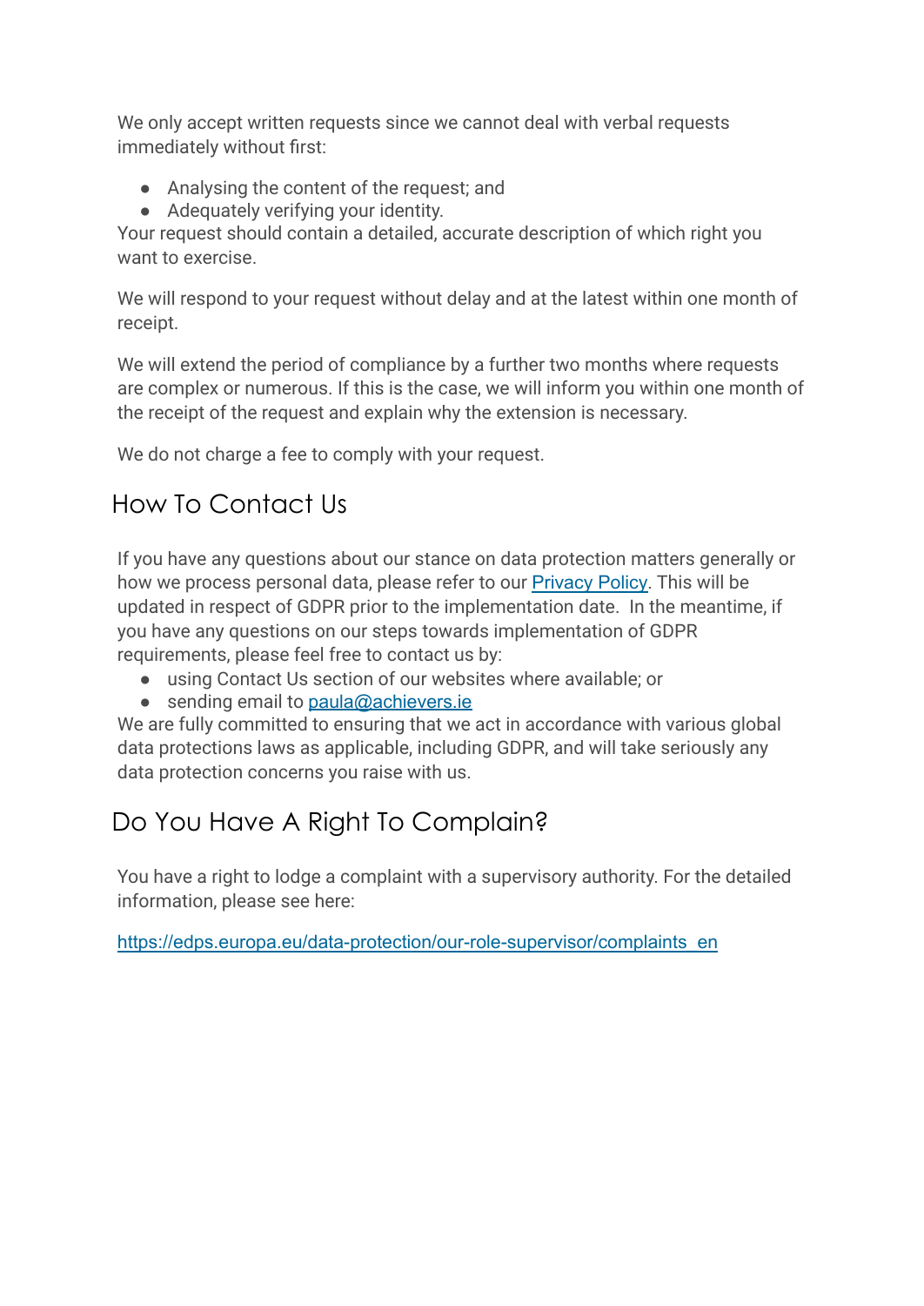We only accept written requests since we cannot deal with verbal requests immediately without first:

- Analysing the content of the request; and
- Adequately verifying your identity.

Your request should contain a detailed, accurate description of which right you want to exercise.

We will respond to your request without delay and at the latest within one month of receipt.

We will extend the period of compliance by a further two months where requests are complex or numerous. If this is the case, we will inform you within one month of the receipt of the request and explain why the extension is necessary.

We do not charge a fee to comply with your request.

## How To Contact Us

If you have any questions about our stance on data protection matters generally or how we process personal data, please refer to our Privacy Policy. This will be updated in respect of GDPR prior to the implementation date. In the meantime, if you have any questions on our steps towards implementation of GDPR requirements, please feel free to contact us by:

- using Contact Us section of our websites where available; or
- sending email to paula@achievers.ie

We are fully committed to ensuring that we act in accordance with various global data protections laws as applicable, including GDPR, and will take seriously any data protection concerns you raise with us.

## Do You Have A Right To Complain?

You have a right to lodge a complaint with a supervisory authority. For the detailed information, please see here:

https://edps.europa.eu/data-protection/our-role-supervisor/complaints_en